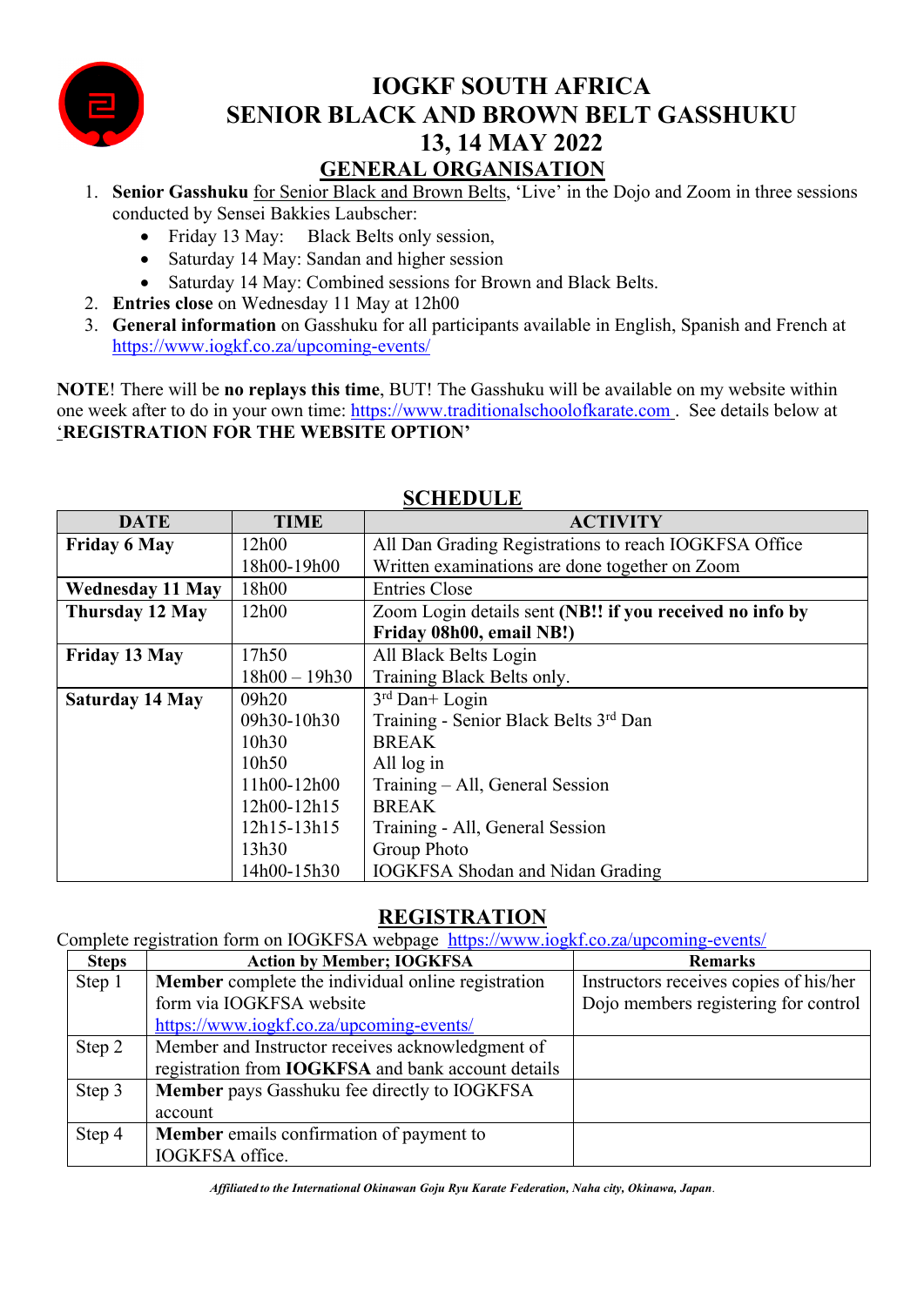# IOGKF SOUTH AFRICA
# SENIOR BLACK AND BROWN BELT GASSHUKU
# 13, 14 MAY 2022
## GENERAL ORGANISATION

1. **Senior Gasshuku** for Senior Black and Brown Belts, 'Live' in the Dojo and Zoom in three sessions conducted by Sensei Bakkies Laubscher:
   - Friday 13 May: Black Belts only session,
   - Saturday 14 May: Sandan and higher session
   - Saturday 14 May: Combined sessions for Brown and Black Belts.
2. **Entries close** on Wednesday 11 May at 12h00
3. **General information** on Gasshuku for all participants available in English, Spanish and French at https://www.iogkf.co.za/upcoming-events/

**NOTE**! There will be **no replays this time**, BUT! The Gasshuku will be available on my website within one week after to do in your own time: https://www.traditionalschoolofkarate.com . See details below at '**REGISTRATION FOR THE WEBSITE OPTION'**

## SCHEDULE

| DATE | TIME | ACTIVITY |
|---|---|---|
| **Friday 6 May** | 12h00 | All Dan Grading Registrations to reach IOGKFSA Office |
| | 18h00-19h00 | Written examinations are done together on Zoom |
| **Wednesday 11 May** | 18h00 | Entries Close |
| **Thursday 12 May** | 12h00 | Zoom Login details sent **(NB!! if you received no info by Friday 08h00, email NB!)** |
| **Friday 13 May** | 17h50 | All Black Belts Login |
| | 18h00 – 19h30 | Training Black Belts only. |
| **Saturday 14 May** | 09h20 | 3rd Dan+ Login |
| | 09h30-10h30 | Training - Senior Black Belts 3rd Dan |
| | 10h30 | BREAK |
| | 10h50 | All log in |
| | 11h00-12h00 | Training – All, General Session |
| | 12h00-12h15 | BREAK |
| | 12h15-13h15 | Training - All, General Session |
| | 13h30 | Group Photo |
| | 14h00-15h30 | IOGKFSA Shodan and Nidan Grading |

## REGISTRATION

Complete registration form on IOGKFSA webpage https://www.iogkf.co.za/upcoming-events/

| Steps | Action by Member; IOGKFSA | Remarks |
|---|---|---|
| Step 1 | **Member** complete the individual online registration form via IOGKFSA website https://www.iogkf.co.za/upcoming-events/ | Instructors receives copies of his/her Dojo members registering for control |
| Step 2 | Member and Instructor receives acknowledgment of registration from **IOGKFSA** and bank account details | |
| Step 3 | **Member** pays Gasshuku fee directly to IOGKFSA account | |
| Step 4 | **Member** emails confirmation of payment to IOGKFSA office. | |

*Affiliated to the International Okinawan Goju Ryu Karate Federation, Naha city, Okinawa, Japan.*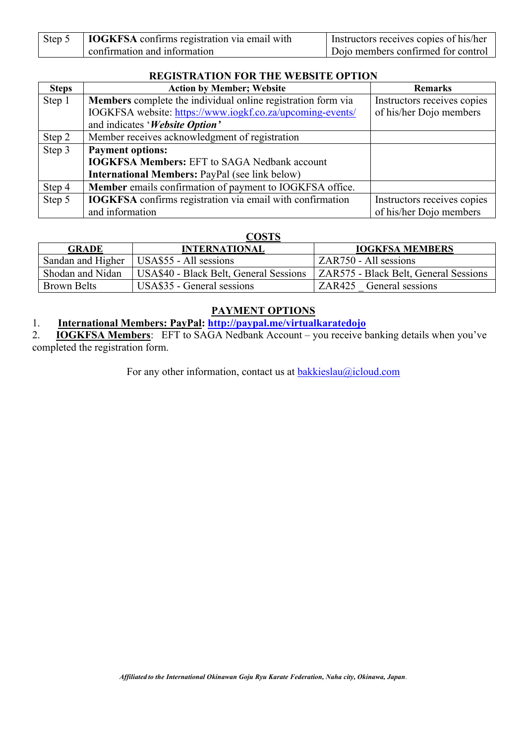| | | |
|---|---|---|
| Step 5 | **IOGKFSA** confirms registration via email with confirmation and information | Instructors receives copies of his/her Dojo members confirmed for control |

**REGISTRATION FOR THE WEBSITE OPTION**

| Steps | Action by Member; Website | Remarks |
|---|---|---|
| Step 1 | **Members** complete the individual online registration form via IOGKFSA website: https://www.iogkf.co.za/upcoming-events/ and indicates '***Website Option'*** | Instructors receives copies of his/her Dojo members |
| Step 2 | Member receives acknowledgment of registration | |
| Step 3 | **Payment options:**<br>**IOGKFSA Members:** EFT to SAGA Nedbank account<br>**International Members:** PayPal (see link below) | |
| Step 4 | **Member** emails confirmation of payment to IOGKFSA office. | |
| Step 5 | **IOGKFSA** confirms registration via email with confirmation and information | Instructors receives copies of his/her Dojo members |

**COSTS**

| GRADE | INTERNATIONAL | IOGKFSA MEMBERS |
|---|---|---|
| Sandan and Higher | USA$55 - All sessions | ZAR750 - All sessions |
| Shodan and Nidan | USA$40 - Black Belt, General Sessions | ZAR575 - Black Belt, General Sessions |
| Brown Belts | USA$35 - General sessions | ZAR425 _ General sessions |

**PAYMENT OPTIONS**

1. **International Members: PayPal: http://paypal.me/virtualkaratedojo**
2. **IOGKFSA Members**: EFT to SAGA Nedbank Account – you receive banking details when you've completed the registration form.

For any other information, contact us at bakkieslau@icloud.com

*Affiliated to the International Okinawan Goju Ryu Karate Federation, Naha city, Okinawa, Japan.*